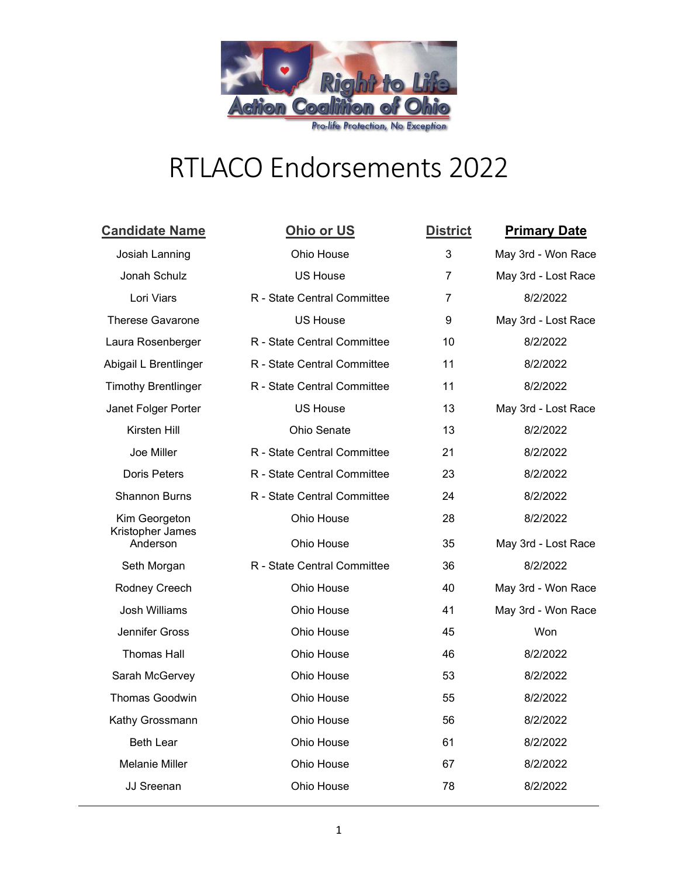Right to Life Action Coalition of Ohio

Pro-life Protection, No Exception

# RTLACO Endorsements 2022

| Candidate Name | Ohio or US | District | Primary Date |
|---|---|---|---|
| Josiah Lanning | Ohio House | 3 | May 3rd - Won Race |
| Jonah Schulz | US House | 7 | May 3rd - Lost Race |
| Lori Viars | R - State Central Committee | 7 | 8/2/2022 |
| Therese Gavarone | US House | 9 | May 3rd - Lost Race |
| Laura Rosenberger | R - State Central Committee | 10 | 8/2/2022 |
| Abigail L Brentlinger | R - State Central Committee | 11 | 8/2/2022 |
| Timothy Brentlinger | R - State Central Committee | 11 | 8/2/2022 |
| Janet Folger Porter | US House | 13 | May 3rd - Lost Race |
| Kirsten Hill | Ohio Senate | 13 | 8/2/2022 |
| Joe Miller | R - State Central Committee | 21 | 8/2/2022 |
| Doris Peters | R - State Central Committee | 23 | 8/2/2022 |
| Shannon Burns | R - State Central Committee | 24 | 8/2/2022 |
| Kim Georgeton | Ohio House | 28 | 8/2/2022 |
| Kristopher James Anderson | Ohio House | 35 | May 3rd - Lost Race |
| Seth Morgan | R - State Central Committee | 36 | 8/2/2022 |
| Rodney Creech | Ohio House | 40 | May 3rd - Won Race |
| Josh Williams | Ohio House | 41 | May 3rd - Won Race |
| Jennifer Gross | Ohio House | 45 | Won |
| Thomas Hall | Ohio House | 46 | 8/2/2022 |
| Sarah McGervey | Ohio House | 53 | 8/2/2022 |
| Thomas Goodwin | Ohio House | 55 | 8/2/2022 |
| Kathy Grossmann | Ohio House | 56 | 8/2/2022 |
| Beth Lear | Ohio House | 61 | 8/2/2022 |
| Melanie Miller | Ohio House | 67 | 8/2/2022 |
| JJ Sreenan | Ohio House | 78 | 8/2/2022 |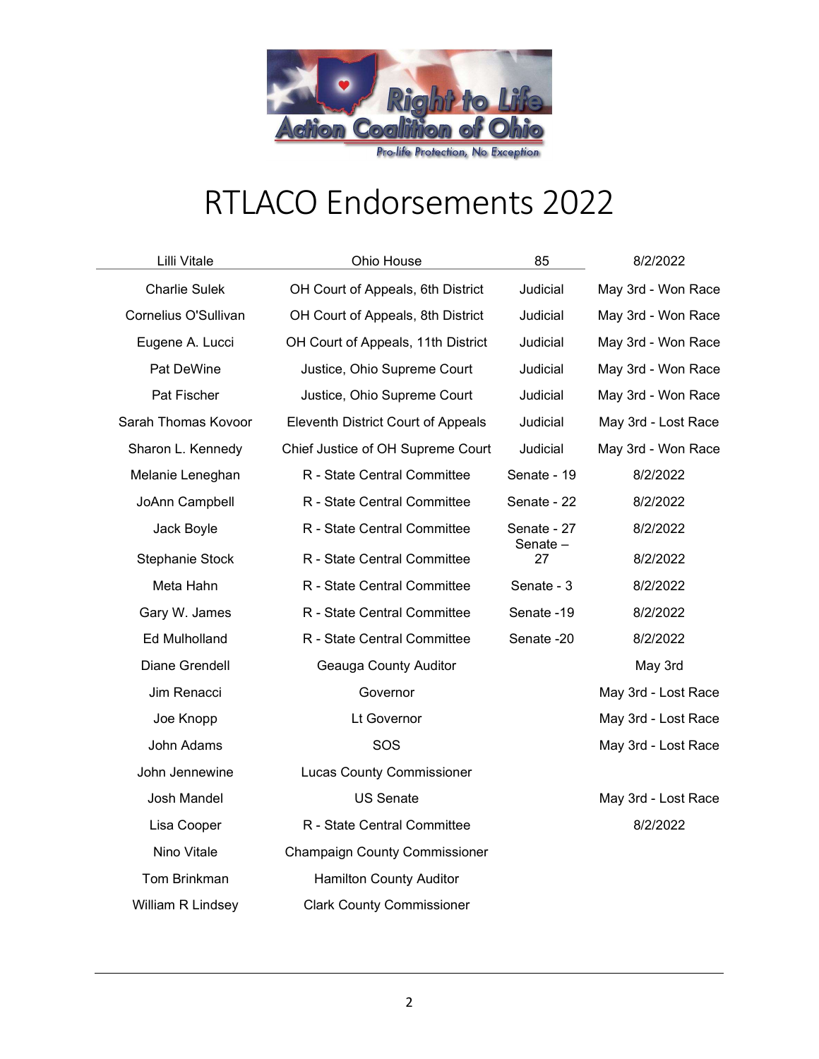Right to Life Action Coalition of Ohio

Pro-life Protection, No Exception

# RTLACO Endorsements 2022

| | | | |
|---|---|---|---|
| Lilli Vitale | Ohio House | 85 | 8/2/2022 |
| Charlie Sulek | OH Court of Appeals, 6th District | Judicial | May 3rd - Won Race |
| Cornelius O'Sullivan | OH Court of Appeals, 8th District | Judicial | May 3rd - Won Race |
| Eugene A. Lucci | OH Court of Appeals, 11th District | Judicial | May 3rd - Won Race |
| Pat DeWine | Justice, Ohio Supreme Court | Judicial | May 3rd - Won Race |
| Pat Fischer | Justice, Ohio Supreme Court | Judicial | May 3rd - Won Race |
| Sarah Thomas Kovoor | Eleventh District Court of Appeals | Judicial | May 3rd - Lost Race |
| Sharon L. Kennedy | Chief Justice of OH Supreme Court | Judicial | May 3rd - Won Race |
| Melanie Leneghan | R - State Central Committee | Senate - 19 | 8/2/2022 |
| JoAnn Campbell | R - State Central Committee | Senate - 22 | 8/2/2022 |
| Jack Boyle | R - State Central Committee | Senate - 27 | 8/2/2022 |
| Stephanie Stock | R - State Central Committee | Senate – 27 | 8/2/2022 |
| Meta Hahn | R - State Central Committee | Senate - 3 | 8/2/2022 |
| Gary W. James | R - State Central Committee | Senate -19 | 8/2/2022 |
| Ed Mulholland | R - State Central Committee | Senate -20 | 8/2/2022 |
| Diane Grendell | Geauga County Auditor | | May 3rd |
| Jim Renacci | Governor | | May 3rd - Lost Race |
| Joe Knopp | Lt Governor | | May 3rd - Lost Race |
| John Adams | SOS | | May 3rd - Lost Race |
| John Jennewine | Lucas County Commissioner | | |
| Josh Mandel | US Senate | | May 3rd - Lost Race |
| Lisa Cooper | R - State Central Committee | | 8/2/2022 |
| Nino Vitale | Champaign County Commissioner | | |
| Tom Brinkman | Hamilton County Auditor | | |
| William R Lindsey | Clark County Commissioner | | |